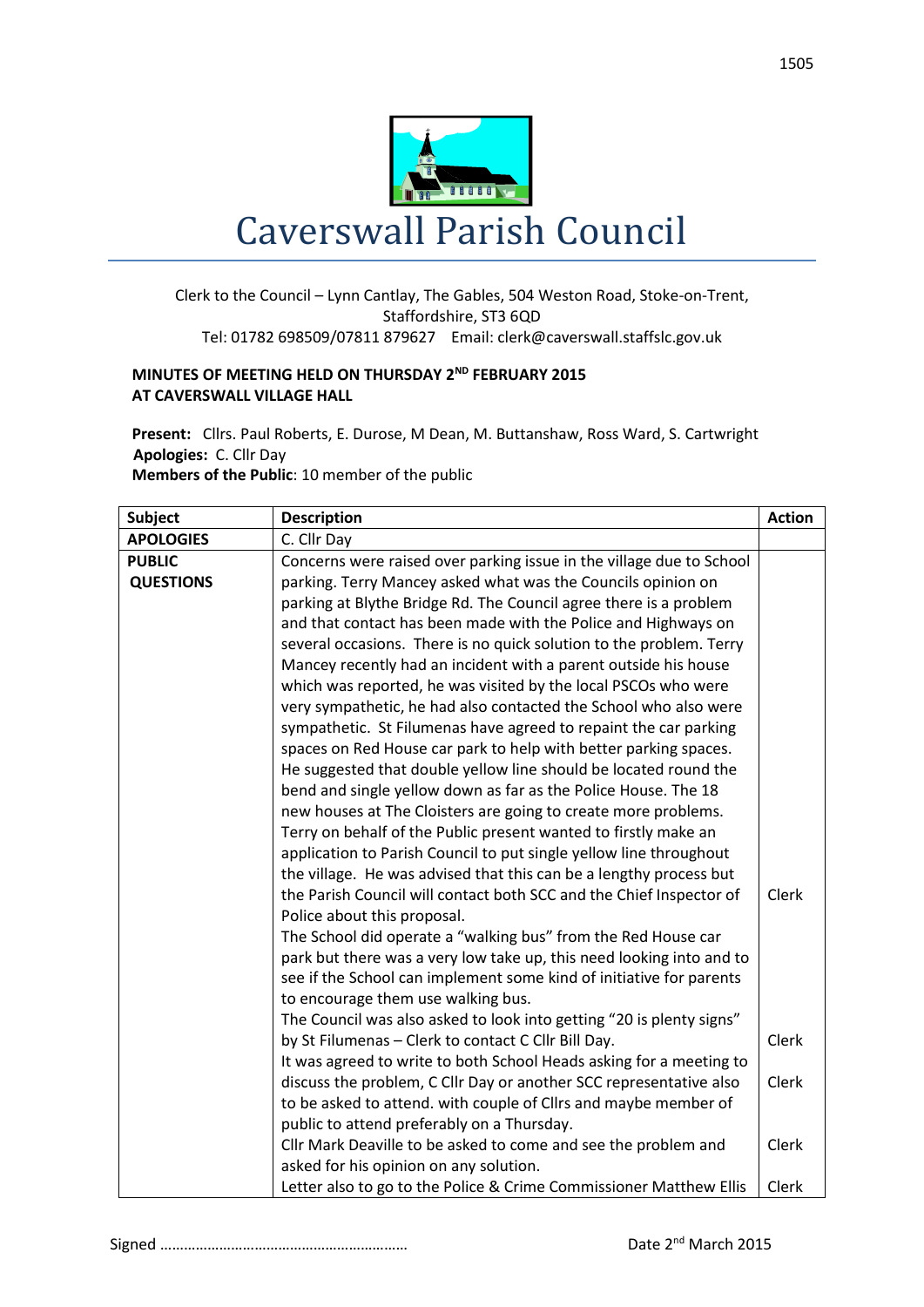# Caverswall Parish Council

Clerk to the Council – Lynn Cantlay, The Gables, 504 Weston Road, Stoke-on-Trent, Staffordshire, ST3 6QD
Tel: 01782 698509/07811 879627 Email: clerk@caverswall.staffslc.gov.uk

**MINUTES OF MEETING HELD ON THURSDAY 2ND FEBRUARY 2015**
**AT CAVERSWALL VILLAGE HALL**

**Present:** Cllrs. Paul Roberts, E. Durose, M Dean, M. Buttanshaw, Ross Ward, S. Cartwright
**Apologies:** C. Cllr Day
**Members of the Public**: 10 member of the public

| Subject | Description | Action |
|---|---|---|
| **APOLOGIES** | C. Cllr Day | |
| **PUBLIC QUESTIONS** | Concerns were raised over parking issue in the village due to School parking. Terry Mancey asked what was the Councils opinion on parking at Blythe Bridge Rd. The Council agree there is a problem and that contact has been made with the Police and Highways on several occasions. There is no quick solution to the problem. Terry Mancey recently had an incident with a parent outside his house which was reported, he was visited by the local PSCOs who were very sympathetic, he had also contacted the School who also were sympathetic. St Filumenas have agreed to repaint the car parking spaces on Red House car park to help with better parking spaces. He suggested that double yellow line should be located round the bend and single yellow down as far as the Police House. The 18 new houses at The Cloisters are going to create more problems. Terry on behalf of the Public present wanted to firstly make an application to Parish Council to put single yellow line throughout the village. He was advised that this can be a lengthy process but the Parish Council will contact both SCC and the Chief Inspector of Police about this proposal. | Clerk |
| | The School did operate a "walking bus" from the Red House car park but there was a very low take up, this need looking into and to see if the School can implement some kind of initiative for parents to encourage them use walking bus. | |
| | The Council was also asked to look into getting "20 is plenty signs" by St Filumenas – Clerk to contact C Cllr Bill Day. | Clerk |
| | It was agreed to write to both School Heads asking for a meeting to discuss the problem, C Cllr Day or another SCC representative also to be asked to attend. with couple of Cllrs and maybe member of public to attend preferably on a Thursday. | Clerk |
| | Cllr Mark Deaville to be asked to come and see the problem and asked for his opinion on any solution. | Clerk |
| | Letter also to go to the Police & Crime Commissioner Matthew Ellis | Clerk |

Signed ……………………………………………………… Date 2nd March 2015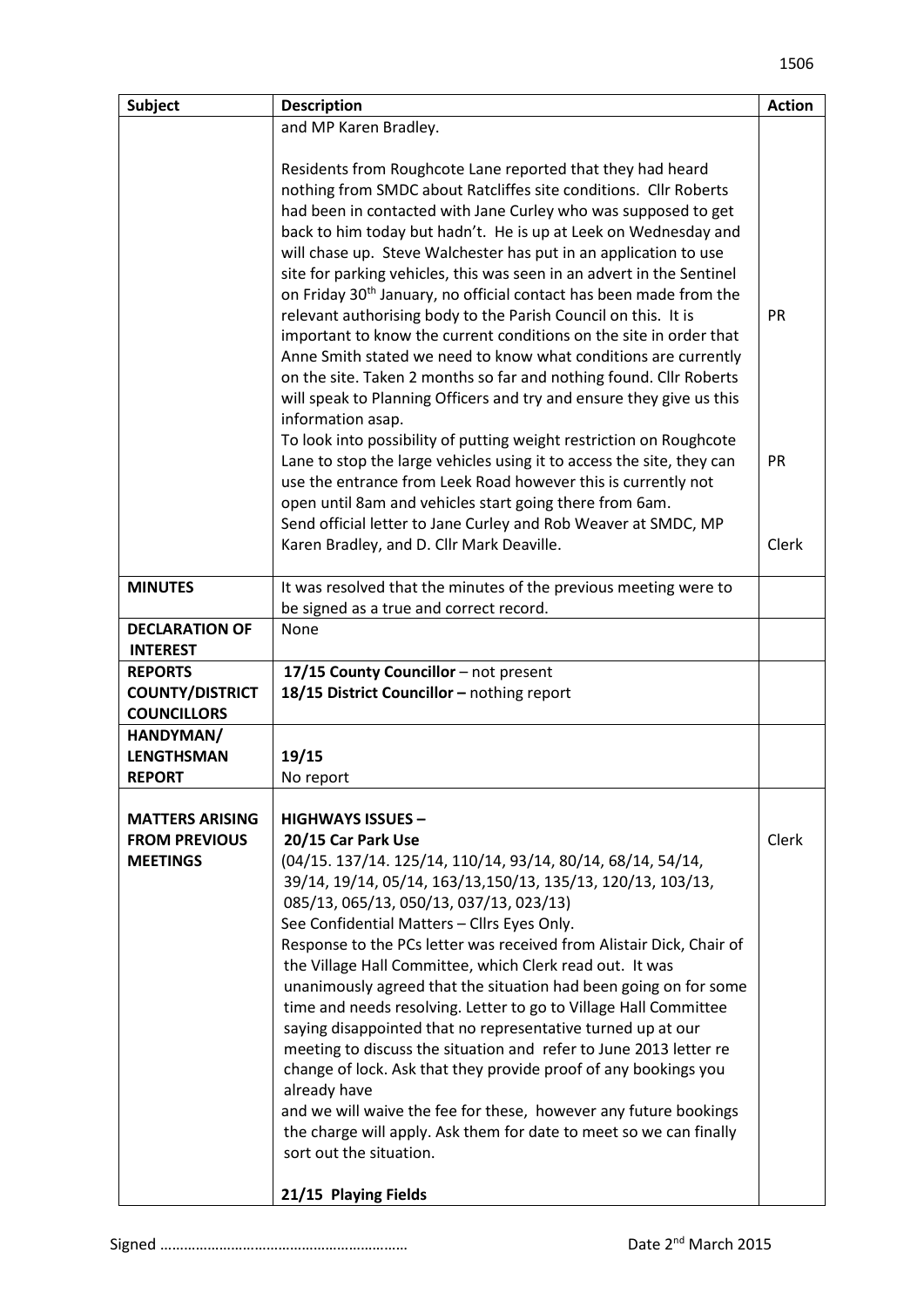| Subject | Description | Action |
|---|---|---|
| | and MP Karen Bradley.<br><br>Residents from Roughcote Lane reported that they had heard nothing from SMDC about Ratcliffes site conditions. Cllr Roberts had been in contacted with Jane Curley who was supposed to get back to him today but hadn't. He is up at Leek on Wednesday and will chase up. Steve Walchester has put in an application to use site for parking vehicles, this was seen in an advert in the Sentinel on Friday 30th January, no official contact has been made from the relevant authorising body to the Parish Council on this. It is important to know the current conditions on the site in order that Anne Smith stated we need to know what conditions are currently on the site. Taken 2 months so far and nothing found. Cllr Roberts will speak to Planning Officers and try and ensure they give us this information asap.<br>To look into possibility of putting weight restriction on Roughcote Lane to stop the large vehicles using it to access the site, they can use the entrance from Leek Road however this is currently not open until 8am and vehicles start going there from 6am.<br>Send official letter to Jane Curley and Rob Weaver at SMDC, MP Karen Bradley, and D. Cllr Mark Deaville. | PR<br><br>PR<br><br>Clerk |
| **MINUTES** | It was resolved that the minutes of the previous meeting were to be signed as a true and correct record. | |
| **DECLARATION OF INTEREST** | None | |
| **REPORTS COUNTY/DISTRICT COUNCILLORS** | **17/15 County Councillor** – not present<br>**18/15 District Councillor –** nothing report | |
| **HANDYMAN/ LENGTHSMAN REPORT** | **19/15**<br>No report | |
| **MATTERS ARISING FROM PREVIOUS MEETINGS** | **HIGHWAYS ISSUES –**<br>**20/15 Car Park Use**<br>(04/15. 137/14. 125/14, 110/14, 93/14, 80/14, 68/14, 54/14, 39/14, 19/14, 05/14, 163/13,150/13, 135/13, 120/13, 103/13, 085/13, 065/13, 050/13, 037/13, 023/13)<br>See Confidential Matters – Cllrs Eyes Only.<br>Response to the PCs letter was received from Alistair Dick, Chair of the Village Hall Committee, which Clerk read out. It was unanimously agreed that the situation had been going on for some time and needs resolving. Letter to go to Village Hall Committee saying disappointed that no representative turned up at our meeting to discuss the situation and refer to June 2013 letter re change of lock. Ask that they provide proof of any bookings you already have<br>and we will waive the fee for these, however any future bookings the charge will apply. Ask them for date to meet so we can finally sort out the situation.<br><br>**21/15 Playing Fields** | Clerk |

Signed …………………………………………………… Date 2nd March 2015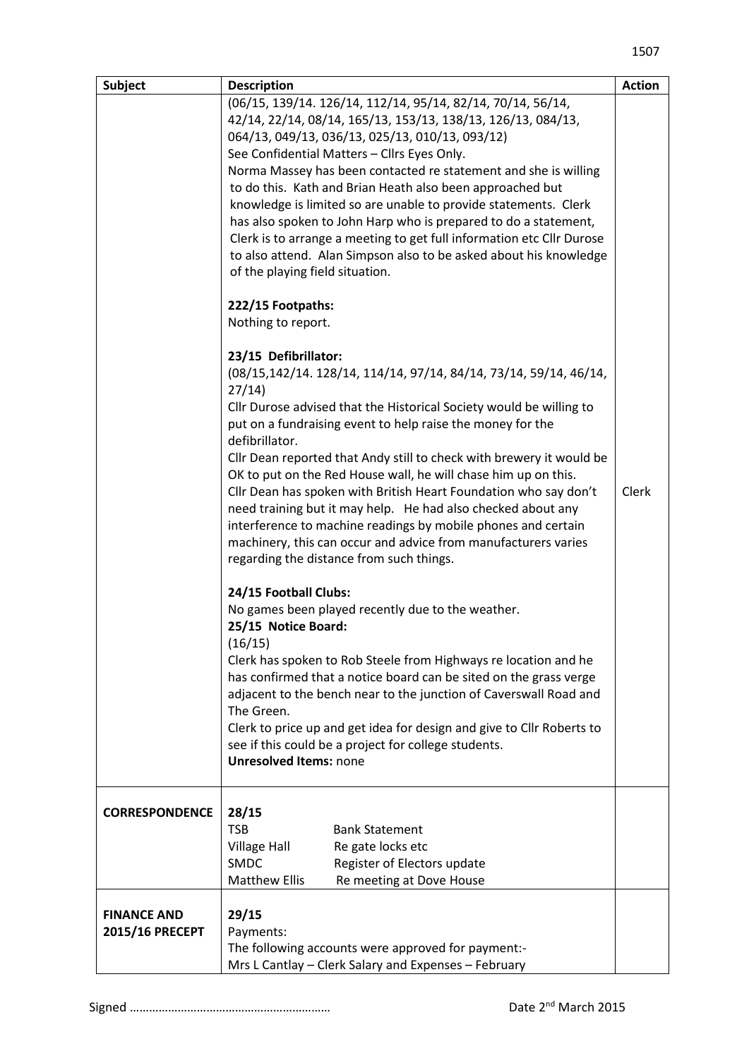| Subject | Description | Action |
|---|---|---|
| | (06/15, 139/14. 126/14, 112/14, 95/14, 82/14, 70/14, 56/14, 42/14, 22/14, 08/14, 165/13, 153/13, 138/13, 126/13, 084/13, 064/13, 049/13, 036/13, 025/13, 010/13, 093/12)<br>See Confidential Matters – Cllrs Eyes Only.<br>Norma Massey has been contacted re statement and she is willing to do this. Kath and Brian Heath also been approached but knowledge is limited so are unable to provide statements. Clerk has also spoken to John Harp who is prepared to do a statement, Clerk is to arrange a meeting to get full information etc Cllr Durose to also attend. Alan Simpson also to be asked about his knowledge of the playing field situation.<br><br>**222/15 Footpaths:**<br>Nothing to report.<br><br>**23/15 Defibrillator:**<br>(08/15,142/14. 128/14, 114/14, 97/14, 84/14, 73/14, 59/14, 46/14, 27/14)<br>Cllr Durose advised that the Historical Society would be willing to put on a fundraising event to help raise the money for the defibrillator.<br>Cllr Dean reported that Andy still to check with brewery it would be OK to put on the Red House wall, he will chase him up on this.<br>Cllr Dean has spoken with British Heart Foundation who say don't need training but it may help. He had also checked about any interference to machine readings by mobile phones and certain machinery, this can occur and advice from manufacturers varies regarding the distance from such things.<br><br>**24/15 Football Clubs:**<br>No games been played recently due to the weather.<br>**25/15 Notice Board:**<br>(16/15)<br>Clerk has spoken to Rob Steele from Highways re location and he has confirmed that a notice board can be sited on the grass verge adjacent to the bench near to the junction of Caverswall Road and The Green.<br>Clerk to price up and get idea for design and give to Cllr Roberts to see if this could be a project for college students.<br>**Unresolved Items:** none | Clerk |
| **CORRESPONDENCE** | 28/15<br>TSB – Bank Statement<br>Village Hall – Re gate locks etc<br>SMDC – Register of Electors update<br>Matthew Ellis – Re meeting at Dove House | |
| **FINANCE AND 2015/16 PRECEPT** | 29/15<br>Payments:<br>The following accounts were approved for payment:-<br>Mrs L Cantlay – Clerk Salary and Expenses – February | |

Signed ……………………………………………………… Date 2nd March 2015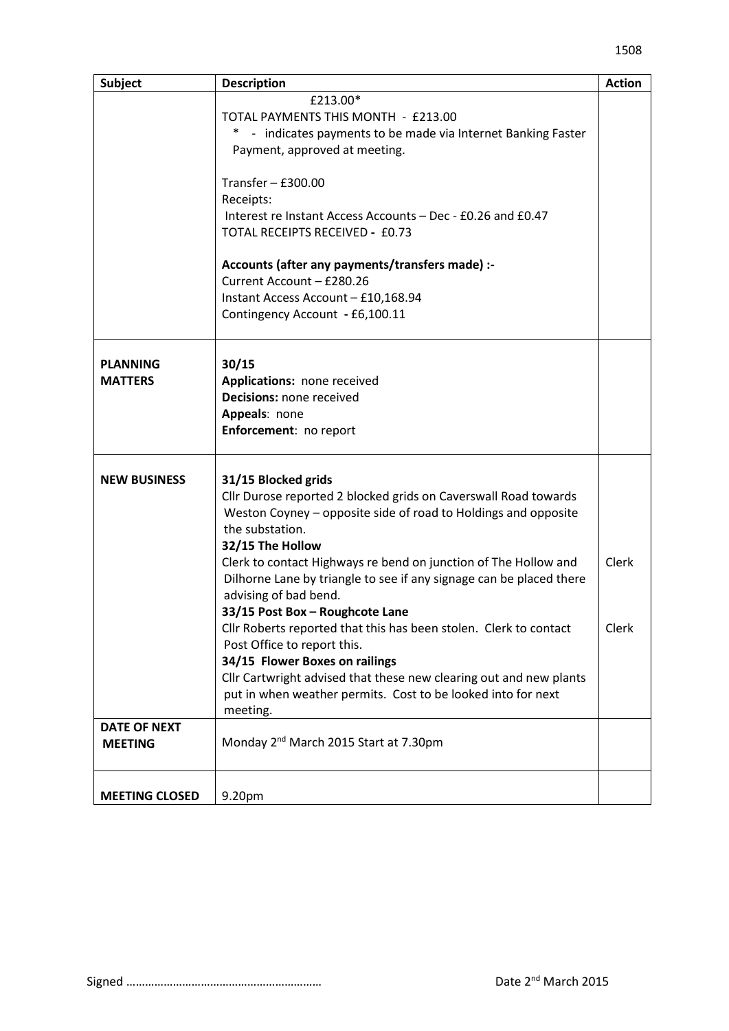| Subject | Description | Action |
|---|---|---|
| | £213.00*<br>TOTAL PAYMENTS THIS MONTH - £213.00<br>* - indicates payments to be made via Internet Banking Faster Payment, approved at meeting.<br><br>Transfer – £300.00<br>Receipts:<br>Interest re Instant Access Accounts – Dec - £0.26 and £0.47<br>TOTAL RECEIPTS RECEIVED - £0.73<br><br>**Accounts (after any payments/transfers made) :-**<br>Current Account – £280.26<br>Instant Access Account – £10,168.94<br>Contingency Account - £6,100.11 | |
| **PLANNING MATTERS** | **30/15**<br>**Applications:** none received<br>**Decisions:** none received<br>**Appeals**: none<br>**Enforcement**: no report | |
| **NEW BUSINESS** | **31/15 Blocked grids**<br>Cllr Durose reported 2 blocked grids on Caverswall Road towards Weston Coyney – opposite side of road to Holdings and opposite the substation.<br>**32/15 The Hollow**<br>Clerk to contact Highways re bend on junction of The Hollow and Dilhorne Lane by triangle to see if any signage can be placed there advising of bad bend.<br>**33/15 Post Box – Roughcote Lane**<br>Cllr Roberts reported that this has been stolen. Clerk to contact Post Office to report this.<br>**34/15 Flower Boxes on railings**<br>Cllr Cartwright advised that these new clearing out and new plants put in when weather permits. Cost to be looked into for next meeting. | <br><br><br><br>Clerk<br><br><br><br>Clerk |
| **DATE OF NEXT MEETING** | Monday 2nd March 2015 Start at 7.30pm | |
| **MEETING CLOSED** | 9.20pm | |

Signed …………………………………………………… Date 2nd March 2015